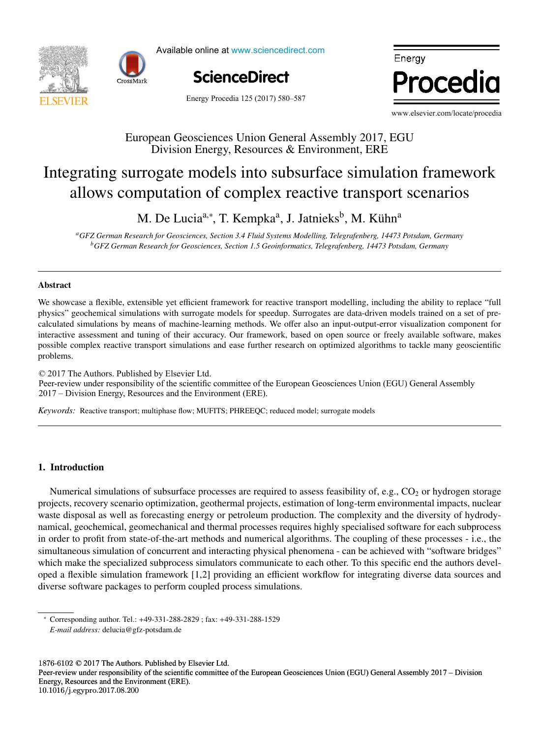European Geosciences Union General Assembly 2017, EGU
Division Energy, Resources & Environment, ERE

# Integrating surrogate models into subsurface simulation framework allows computation of complex reactive transport scenarios

M. De Lucia[a,*], T. Kempka[a], J. Jatnieks[b], M. Kühn[a]

[a]GFZ German Research for Geosciences, Section 3.4 Fluid Systems Modelling, Telegrafenberg, 14473 Potsdam, Germany
[b]GFZ German Research for Geosciences, Section 1.5 Geoinformatics, Telegrafenberg, 14473 Potsdam, Germany

## Abstract

We showcase a flexible, extensible yet efficient framework for reactive transport modelling, including the ability to replace "full physics" geochemical simulations with surrogate models for speedup. Surrogates are data-driven models trained on a set of pre-calculated simulations by means of machine-learning methods. We offer also an input-output-error visualization component for interactive assessment and tuning of their accuracy. Our framework, based on open source or freely available software, makes possible complex reactive transport simulations and ease further research on optimized algorithms to tackle many geoscientific problems.

© 2017 The Authors. Published by Elsevier Ltd.
Peer-review under responsibility of the scientific committee of the European Geosciences Union (EGU) General Assembly 2017 – Division Energy, Resources and the Environment (ERE).

*Keywords:* Reactive transport; multiphase flow; MUFITS; PHREEQC; reduced model; surrogate models

## 1. Introduction

Numerical simulations of subsurface processes are required to assess feasibility of, e.g., $CO_2$ or hydrogen storage projects, recovery scenario optimization, geothermal projects, estimation of long-term environmental impacts, nuclear waste disposal as well as forecasting energy or petroleum production. The complexity and the diversity of hydrodynamical, geochemical, geomechanical and thermal processes requires highly specialised software for each subprocess in order to profit from state-of-the-art methods and numerical algorithms. The coupling of these processes - i.e., the simultaneous simulation of concurrent and interacting physical phenomena - can be achieved with "software bridges" which make the specialized subprocess simulators communicate to each other. To this specific end the authors developed a flexible simulation framework [1,2] providing an efficient workflow for integrating diverse data sources and diverse software packages to perform coupled process simulations.

* Corresponding author. Tel.: +49-331-288-2829 ; fax: +49-331-288-1529
*E-mail address:* delucia@gfz-potsdam.de

1876-6102 © 2017 The Authors. Published by Elsevier Ltd.
Peer-review under responsibility of the scientific committee of the European Geosciences Union (EGU) General Assembly 2017 – Division Energy, Resources and the Environment (ERE).
10.1016/j.egypro.2017.08.200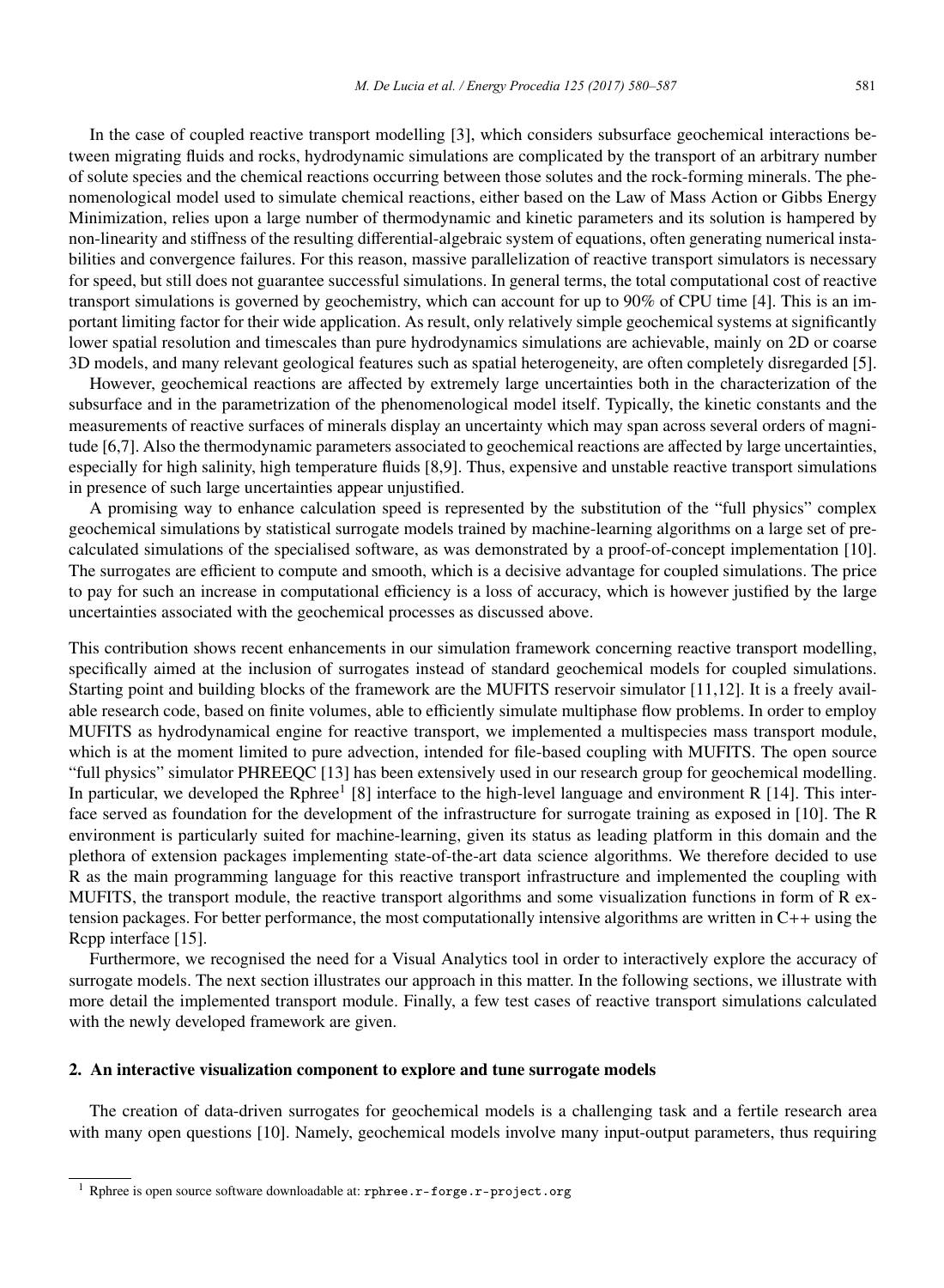In the case of coupled reactive transport modelling [3], which considers subsurface geochemical interactions between migrating fluids and rocks, hydrodynamic simulations are complicated by the transport of an arbitrary number of solute species and the chemical reactions occurring between those solutes and the rock-forming minerals. The phenomenological model used to simulate chemical reactions, either based on the Law of Mass Action or Gibbs Energy Minimization, relies upon a large number of thermodynamic and kinetic parameters and its solution is hampered by non-linearity and stiffness of the resulting differential-algebraic system of equations, often generating numerical instabilities and convergence failures. For this reason, massive parallelization of reactive transport simulators is necessary for speed, but still does not guarantee successful simulations. In general terms, the total computational cost of reactive transport simulations is governed by geochemistry, which can account for up to 90% of CPU time [4]. This is an important limiting factor for their wide application. As result, only relatively simple geochemical systems at significantly lower spatial resolution and timescales than pure hydrodynamics simulations are achievable, mainly on 2D or coarse 3D models, and many relevant geological features such as spatial heterogeneity, are often completely disregarded [5].

However, geochemical reactions are affected by extremely large uncertainties both in the characterization of the subsurface and in the parametrization of the phenomenological model itself. Typically, the kinetic constants and the measurements of reactive surfaces of minerals display an uncertainty which may span across several orders of magnitude [6,7]. Also the thermodynamic parameters associated to geochemical reactions are affected by large uncertainties, especially for high salinity, high temperature fluids [8,9]. Thus, expensive and unstable reactive transport simulations in presence of such large uncertainties appear unjustified.

A promising way to enhance calculation speed is represented by the substitution of the "full physics" complex geochemical simulations by statistical surrogate models trained by machine-learning algorithms on a large set of pre-calculated simulations of the specialised software, as was demonstrated by a proof-of-concept implementation [10]. The surrogates are efficient to compute and smooth, which is a decisive advantage for coupled simulations. The price to pay for such an increase in computational efficiency is a loss of accuracy, which is however justified by the large uncertainties associated with the geochemical processes as discussed above.

This contribution shows recent enhancements in our simulation framework concerning reactive transport modelling, specifically aimed at the inclusion of surrogates instead of standard geochemical models for coupled simulations. Starting point and building blocks of the framework are the MUFITS reservoir simulator [11,12]. It is a freely available research code, based on finite volumes, able to efficiently simulate multiphase flow problems. In order to employ MUFITS as hydrodynamical engine for reactive transport, we implemented a multispecies mass transport module, which is at the moment limited to pure advection, intended for file-based coupling with MUFITS. The open source "full physics" simulator PHREEQC [13] has been extensively used in our research group for geochemical modelling. In particular, we developed the Rphree[1] [8] interface to the high-level language and environment R [14]. This interface served as foundation for the development of the infrastructure for surrogate training as exposed in [10]. The R environment is particularly suited for machine-learning, given its status as leading platform in this domain and the plethora of extension packages implementing state-of-the-art data science algorithms. We therefore decided to use R as the main programming language for this reactive transport infrastructure and implemented the coupling with MUFITS, the transport module, the reactive transport algorithms and some visualization functions in form of R extension packages. For better performance, the most computationally intensive algorithms are written in C++ using the Rcpp interface [15].

Furthermore, we recognised the need for a Visual Analytics tool in order to interactively explore the accuracy of surrogate models. The next section illustrates our approach in this matter. In the following sections, we illustrate with more detail the implemented transport module. Finally, a few test cases of reactive transport simulations calculated with the newly developed framework are given.

## 2. An interactive visualization component to explore and tune surrogate models

The creation of data-driven surrogates for geochemical models is a challenging task and a fertile research area with many open questions [10]. Namely, geochemical models involve many input-output parameters, thus requiring

[1] Rphree is open source software downloadable at: `rphree.r-forge.r-project.org`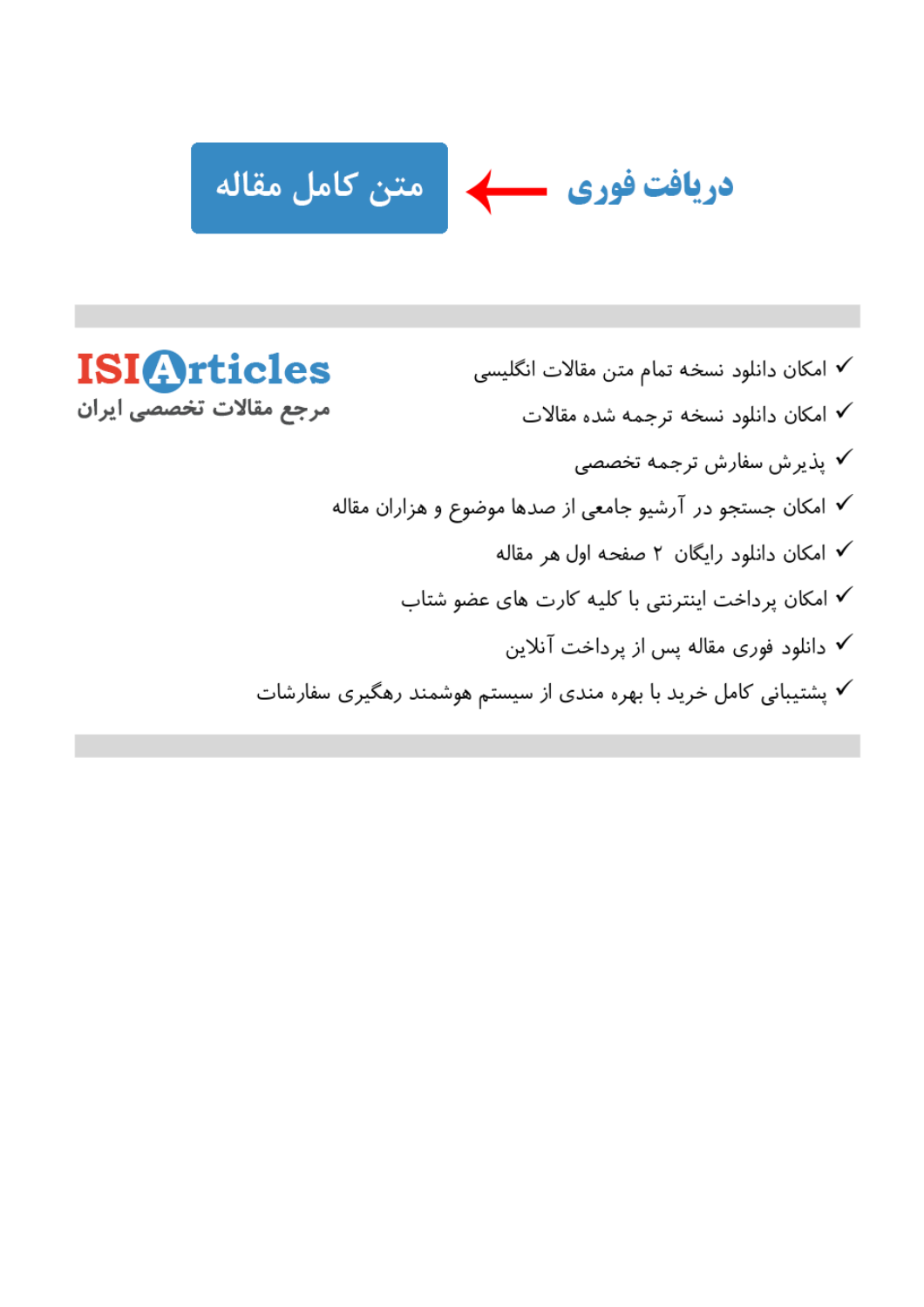دریافت فوری ← متن کامل مقاله

**ISIArticles**
مرجع مقالات تخصصی ایران

- ✓ امکان دانلود نسخه تمام متن مقالات انگلیسی
- ✓ امکان دانلود نسخه ترجمه شده مقالات
- ✓ پذیرش سفارش ترجمه تخصصی
- ✓ امکان جستجو در آرشیو جامعی از صدها موضوع و هزاران مقاله
- ✓ امکان دانلود رایگان ۲ صفحه اول هر مقاله
- ✓ امکان پرداخت اینترنتی با کلیه کارت های عضو شتاب
- ✓ دانلود فوری مقاله پس از پرداخت آنلاین
- ✓ پشتیبانی کامل خرید با بهره مندی از سیستم هوشمند رهگیری سفارشات